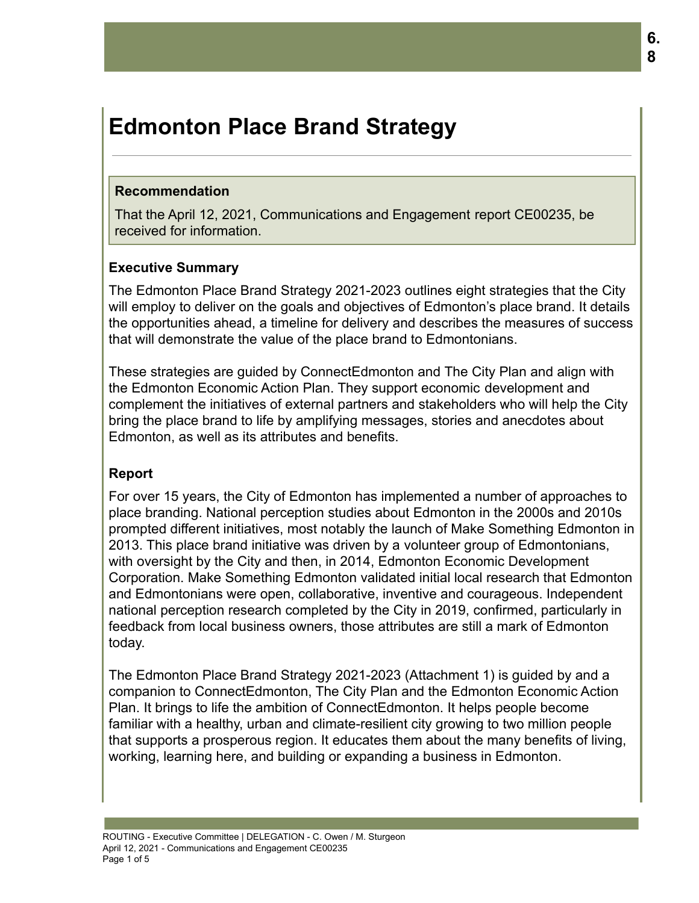# Edmonton Place Brand Strategy

**Recommendation**

That the April 12, 2021, Communications and Engagement report CE00235, be received for information.

## Executive Summary

The Edmonton Place Brand Strategy 2021-2023 outlines eight strategies that the City will employ to deliver on the goals and objectives of Edmonton's place brand. It details the opportunities ahead, a timeline for delivery and describes the measures of success that will demonstrate the value of the place brand to Edmontonians.

These strategies are guided by ConnectEdmonton and The City Plan and align with the Edmonton Economic Action Plan. They support economic development and complement the initiatives of external partners and stakeholders who will help the City bring the place brand to life by amplifying messages, stories and anecdotes about Edmonton, as well as its attributes and benefits.

## Report

For over 15 years, the City of Edmonton has implemented a number of approaches to place branding. National perception studies about Edmonton in the 2000s and 2010s prompted different initiatives, most notably the launch of Make Something Edmonton in 2013. This place brand initiative was driven by a volunteer group of Edmontonians, with oversight by the City and then, in 2014, Edmonton Economic Development Corporation. Make Something Edmonton validated initial local research that Edmonton and Edmontonians were open, collaborative, inventive and courageous. Independent national perception research completed by the City in 2019, confirmed, particularly in feedback from local business owners, those attributes are still a mark of Edmonton today.

The Edmonton Place Brand Strategy 2021-2023 (Attachment 1) is guided by and a companion to ConnectEdmonton, The City Plan and the Edmonton Economic Action Plan. It brings to life the ambition of ConnectEdmonton. It helps people become familiar with a healthy, urban and climate-resilient city growing to two million people that supports a prosperous region. It educates them about the many benefits of living, working, learning here, and building or expanding a business in Edmonton.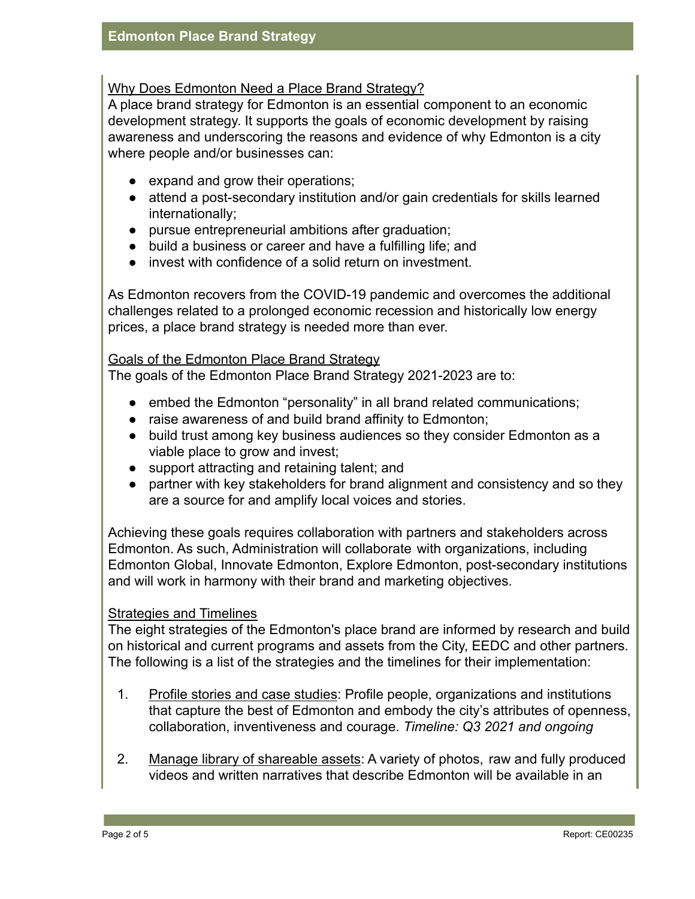## Why Does Edmonton Need a Place Brand Strategy?

A place brand strategy for Edmonton is an essential component to an economic development strategy. It supports the goals of economic development by raising awareness and underscoring the reasons and evidence of why Edmonton is a city where people and/or businesses can:

- expand and grow their operations;
- attend a post-secondary institution and/or gain credentials for skills learned internationally;
- pursue entrepreneurial ambitions after graduation;
- build a business or career and have a fulfilling life; and
- invest with confidence of a solid return on investment.

As Edmonton recovers from the COVID-19 pandemic and overcomes the additional challenges related to a prolonged economic recession and historically low energy prices, a place brand strategy is needed more than ever.

## Goals of the Edmonton Place Brand Strategy

The goals of the Edmonton Place Brand Strategy 2021-2023 are to:

- embed the Edmonton "personality" in all brand related communications;
- raise awareness of and build brand affinity to Edmonton;
- build trust among key business audiences so they consider Edmonton as a viable place to grow and invest;
- support attracting and retaining talent; and
- partner with key stakeholders for brand alignment and consistency and so they are a source for and amplify local voices and stories.

Achieving these goals requires collaboration with partners and stakeholders across Edmonton. As such, Administration will collaborate with organizations, including Edmonton Global, Innovate Edmonton, Explore Edmonton, post-secondary institutions and will work in harmony with their brand and marketing objectives.

## Strategies and Timelines

The eight strategies of the Edmonton's place brand are informed by research and build on historical and current programs and assets from the City, EEDC and other partners. The following is a list of the strategies and the timelines for their implementation:

1. Profile stories and case studies: Profile people, organizations and institutions that capture the best of Edmonton and embody the city's attributes of openness, collaboration, inventiveness and courage. *Timeline: Q3 2021 and ongoing*

2. Manage library of shareable assets: A variety of photos, raw and fully produced videos and written narratives that describe Edmonton will be available in an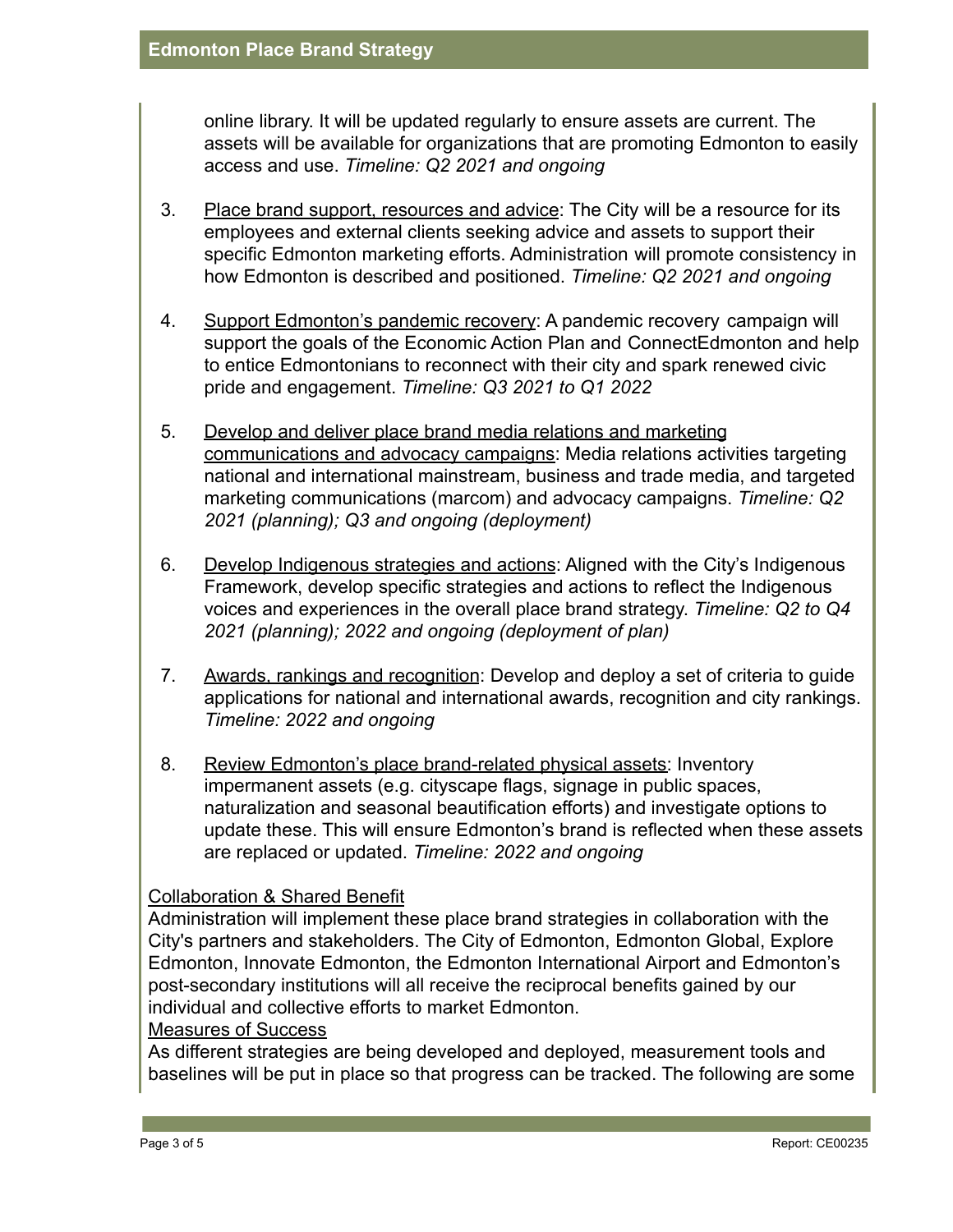online library. It will be updated regularly to ensure assets are current. The assets will be available for organizations that are promoting Edmonton to easily access and use. *Timeline: Q2 2021 and ongoing*

3. Place brand support, resources and advice: The City will be a resource for its employees and external clients seeking advice and assets to support their specific Edmonton marketing efforts. Administration will promote consistency in how Edmonton is described and positioned. *Timeline: Q2 2021 and ongoing*

4. Support Edmonton's pandemic recovery: A pandemic recovery campaign will support the goals of the Economic Action Plan and ConnectEdmonton and help to entice Edmontonians to reconnect with their city and spark renewed civic pride and engagement. *Timeline: Q3 2021 to Q1 2022*

5. Develop and deliver place brand media relations and marketing communications and advocacy campaigns: Media relations activities targeting national and international mainstream, business and trade media, and targeted marketing communications (marcom) and advocacy campaigns. *Timeline: Q2 2021 (planning); Q3 and ongoing (deployment)*

6. Develop Indigenous strategies and actions: Aligned with the City's Indigenous Framework, develop specific strategies and actions to reflect the Indigenous voices and experiences in the overall place brand strategy. *Timeline: Q2 to Q4 2021 (planning); 2022 and ongoing (deployment of plan)*

7. Awards, rankings and recognition: Develop and deploy a set of criteria to guide applications for national and international awards, recognition and city rankings. *Timeline: 2022 and ongoing*

8. Review Edmonton's place brand-related physical assets: Inventory impermanent assets (e.g. cityscape flags, signage in public spaces, naturalization and seasonal beautification efforts) and investigate options to update these. This will ensure Edmonton's brand is reflected when these assets are replaced or updated. *Timeline: 2022 and ongoing*

Collaboration & Shared Benefit

Administration will implement these place brand strategies in collaboration with the City's partners and stakeholders. The City of Edmonton, Edmonton Global, Explore Edmonton, Innovate Edmonton, the Edmonton International Airport and Edmonton's post-secondary institutions will all receive the reciprocal benefits gained by our individual and collective efforts to market Edmonton.

Measures of Success

As different strategies are being developed and deployed, measurement tools and baselines will be put in place so that progress can be tracked. The following are some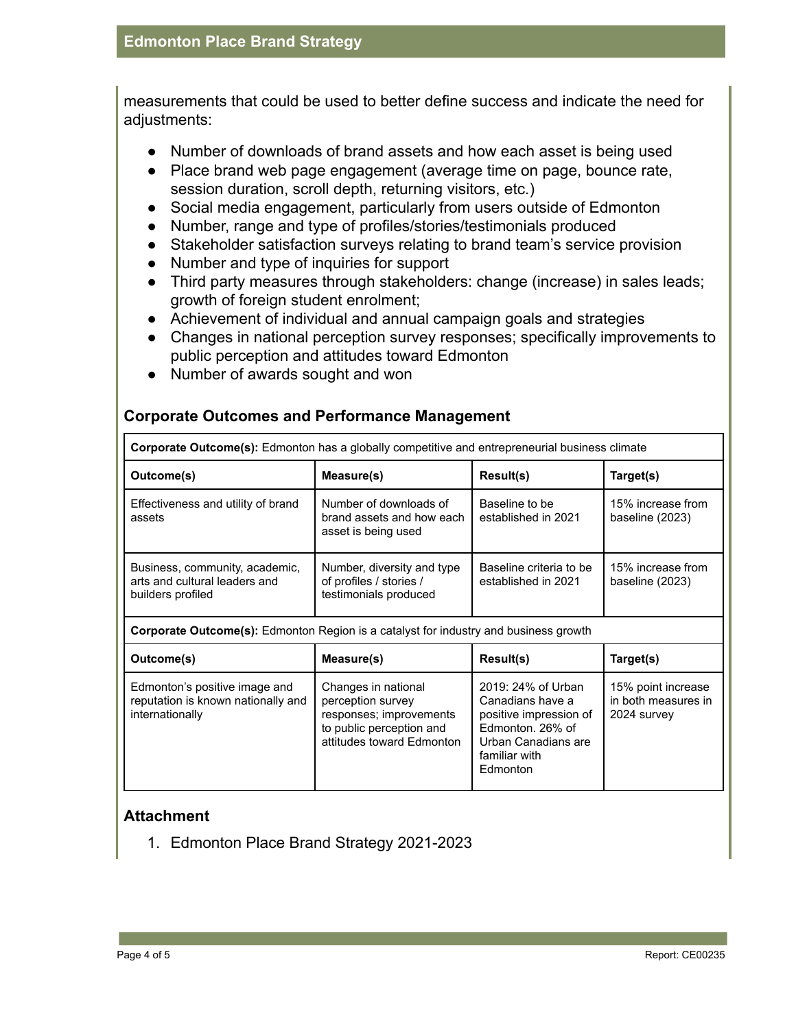measurements that could be used to better define success and indicate the need for adjustments:

- Number of downloads of brand assets and how each asset is being used
- Place brand web page engagement (average time on page, bounce rate, session duration, scroll depth, returning visitors, etc.)
- Social media engagement, particularly from users outside of Edmonton
- Number, range and type of profiles/stories/testimonials produced
- Stakeholder satisfaction surveys relating to brand team's service provision
- Number and type of inquiries for support
- Third party measures through stakeholders: change (increase) in sales leads; growth of foreign student enrolment;
- Achievement of individual and annual campaign goals and strategies
- Changes in national perception survey responses; specifically improvements to public perception and attitudes toward Edmonton
- Number of awards sought and won

### Corporate Outcomes and Performance Management

| **Corporate Outcome(s):** Edmonton has a globally competitive and entrepreneurial business climate | | | |
|---|---|---|---|
| **Outcome(s)** | **Measure(s)** | **Result(s)** | **Target(s)** |
| Effectiveness and utility of brand assets | Number of downloads of brand assets and how each asset is being used | Baseline to be established in 2021 | 15% increase from baseline (2023) |
| Business, community, academic, arts and cultural leaders and builders profiled | Number, diversity and type of profiles / stories / testimonials produced | Baseline criteria to be established in 2021 | 15% increase from baseline (2023) |
| **Corporate Outcome(s):** Edmonton Region is a catalyst for industry and business growth | | | |
| **Outcome(s)** | **Measure(s)** | **Result(s)** | **Target(s)** |
| Edmonton's positive image and reputation is known nationally and internationally | Changes in national perception survey responses; improvements to public perception and attitudes toward Edmonton | 2019: 24% of Urban Canadians have a positive impression of Edmonton. 26% of Urban Canadians are familiar with Edmonton | 15% point increase in both measures in 2024 survey |

### Attachment

1. Edmonton Place Brand Strategy 2021-2023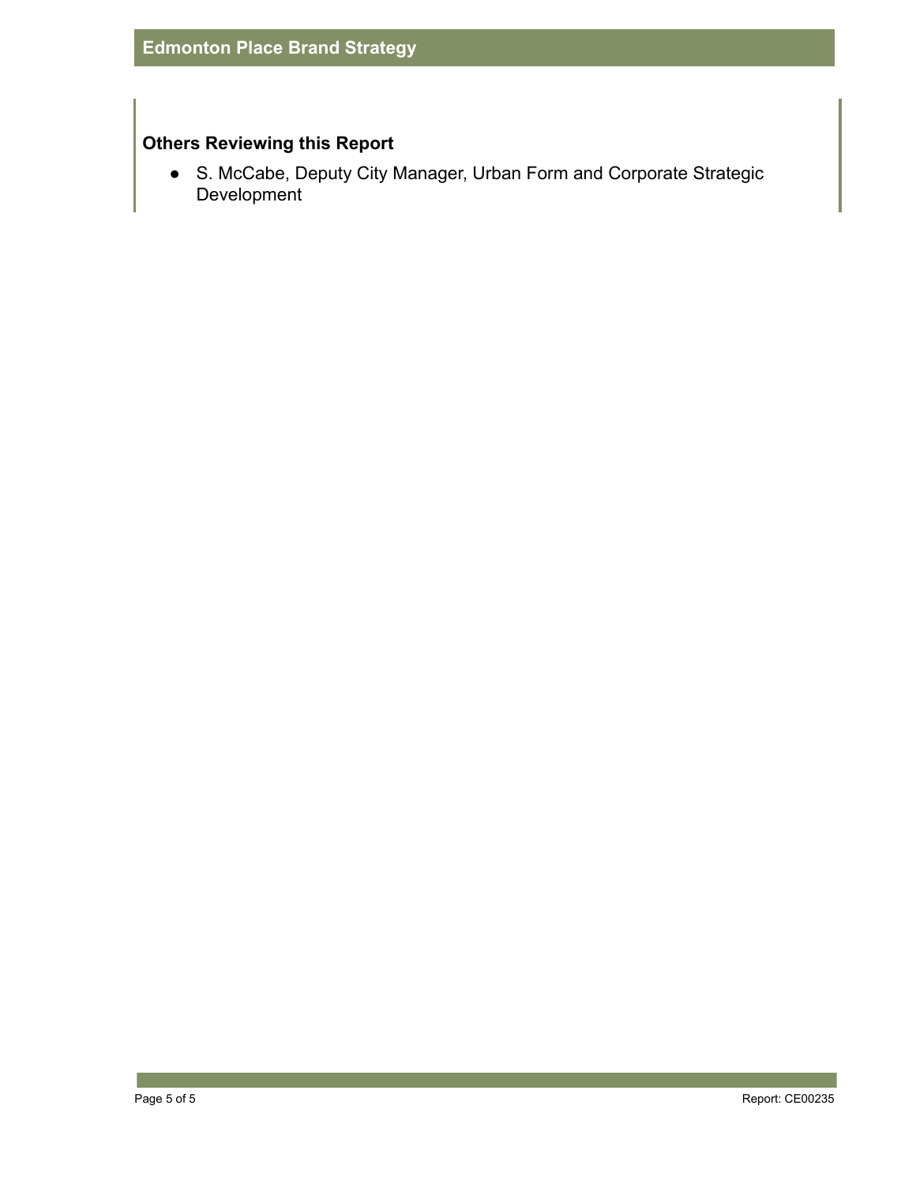### Others Reviewing this Report

- S. McCabe, Deputy City Manager, Urban Form and Corporate Strategic Development